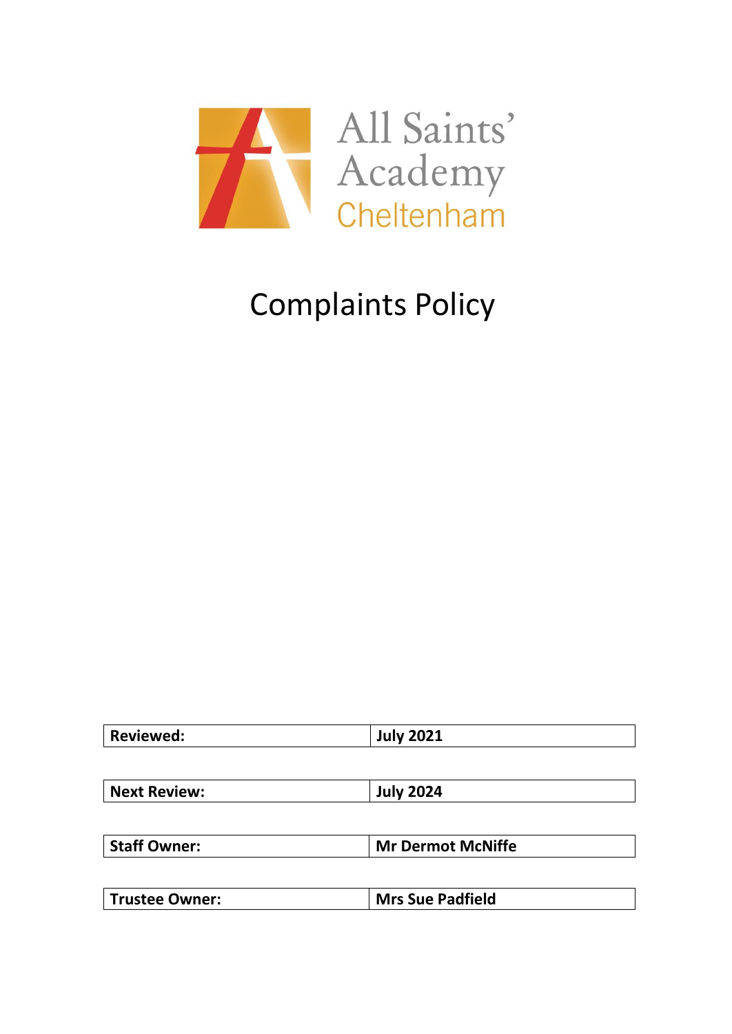All Saints' Academy
Cheltenham

# Complaints Policy

| Reviewed: | July 2021 |
| --- | --- |
| Next Review: | July 2024 |
| Staff Owner: | Mr Dermot McNiffe |
| Trustee Owner: | Mrs Sue Padfield |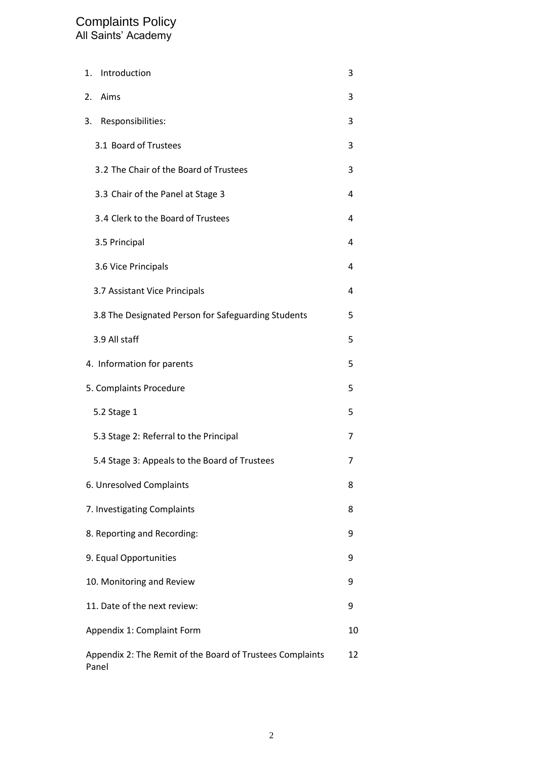# Complaints Policy
## All Saints' Academy

| | |
|---|---|
| 1. Introduction | 3 |
| 2. Aims | 3 |
| 3. Responsibilities: | 3 |
| 3.1 Board of Trustees | 3 |
| 3.2 The Chair of the Board of Trustees | 3 |
| 3.3 Chair of the Panel at Stage 3 | 4 |
| 3.4 Clerk to the Board of Trustees | 4 |
| 3.5 Principal | 4 |
| 3.6 Vice Principals | 4 |
| 3.7 Assistant Vice Principals | 4 |
| 3.8 The Designated Person for Safeguarding Students | 5 |
| 3.9 All staff | 5 |
| 4. Information for parents | 5 |
| 5. Complaints Procedure | 5 |
| 5.2 Stage 1 | 5 |
| 5.3 Stage 2: Referral to the Principal | 7 |
| 5.4 Stage 3: Appeals to the Board of Trustees | 7 |
| 6. Unresolved Complaints | 8 |
| 7. Investigating Complaints | 8 |
| 8. Reporting and Recording: | 9 |
| 9. Equal Opportunities | 9 |
| 10. Monitoring and Review | 9 |
| 11. Date of the next review: | 9 |
| Appendix 1: Complaint Form | 10 |
| Appendix 2: The Remit of the Board of Trustees Complaints Panel | 12 |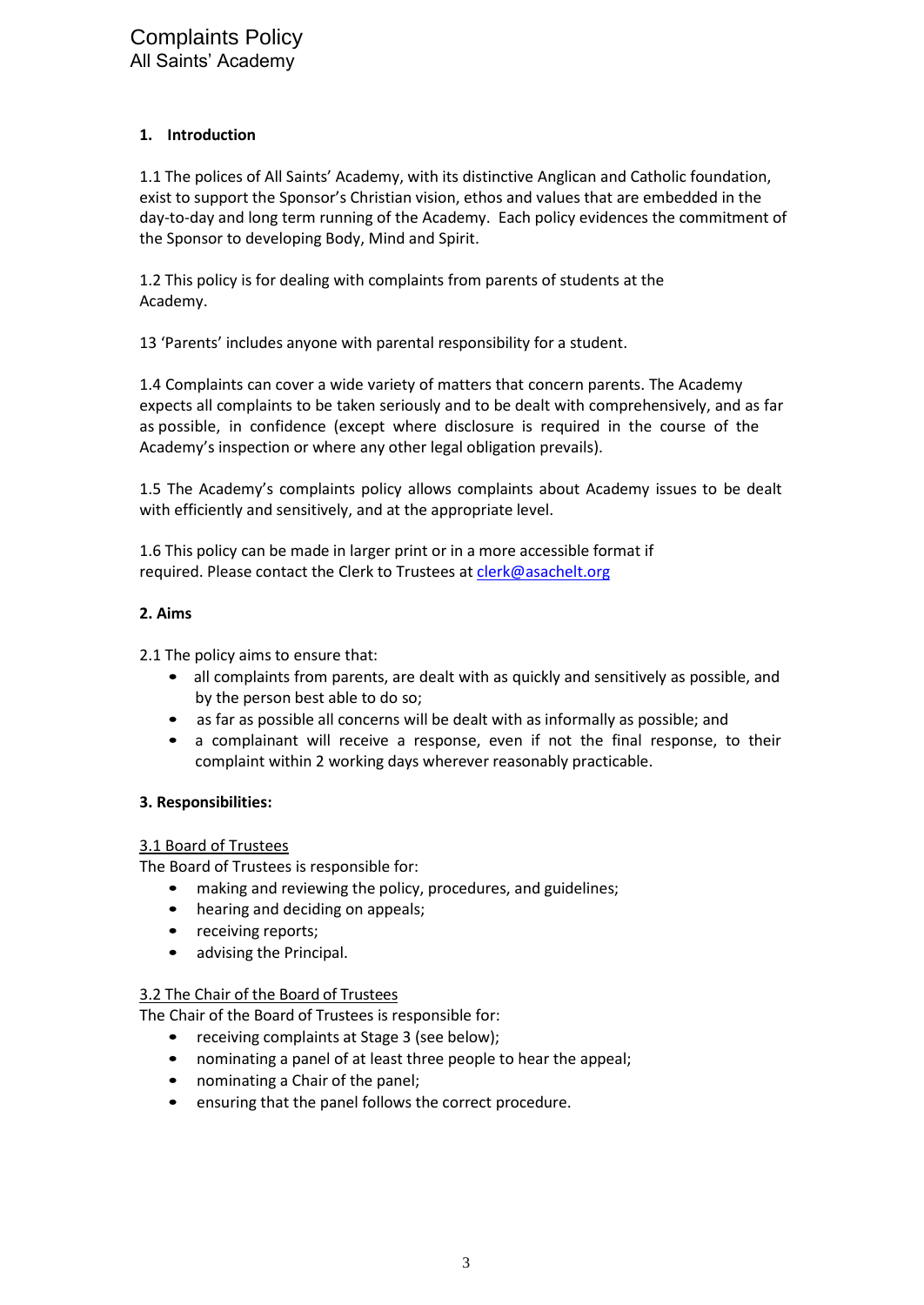## 1. Introduction

1.1 The polices of All Saints' Academy, with its distinctive Anglican and Catholic foundation, exist to support the Sponsor's Christian vision, ethos and values that are embedded in the day-to-day and long term running of the Academy. Each policy evidences the commitment of the Sponsor to developing Body, Mind and Spirit.

1.2 This policy is for dealing with complaints from parents of students at the Academy.

13 'Parents' includes anyone with parental responsibility for a student.

1.4 Complaints can cover a wide variety of matters that concern parents. The Academy expects all complaints to be taken seriously and to be dealt with comprehensively, and as far as possible, in confidence (except where disclosure is required in the course of the Academy's inspection or where any other legal obligation prevails).

1.5 The Academy's complaints policy allows complaints about Academy issues to be dealt with efficiently and sensitively, and at the appropriate level.

1.6 This policy can be made in larger print or in a more accessible format if required. Please contact the Clerk to Trustees at [clerk@asachelt.org](mailto:clerk@asachelt.org)

## 2. Aims

2.1 The policy aims to ensure that:

- all complaints from parents, are dealt with as quickly and sensitively as possible, and by the person best able to do so;
- as far as possible all concerns will be dealt with as informally as possible; and
- a complainant will receive a response, even if not the final response, to their complaint within 2 working days wherever reasonably practicable.

## 3. Responsibilities:

### 3.1 Board of Trustees

The Board of Trustees is responsible for:

- making and reviewing the policy, procedures, and guidelines;
- hearing and deciding on appeals;
- receiving reports;
- advising the Principal.

### 3.2 The Chair of the Board of Trustees

The Chair of the Board of Trustees is responsible for:

- receiving complaints at Stage 3 (see below);
- nominating a panel of at least three people to hear the appeal;
- nominating a Chair of the panel;
- ensuring that the panel follows the correct procedure.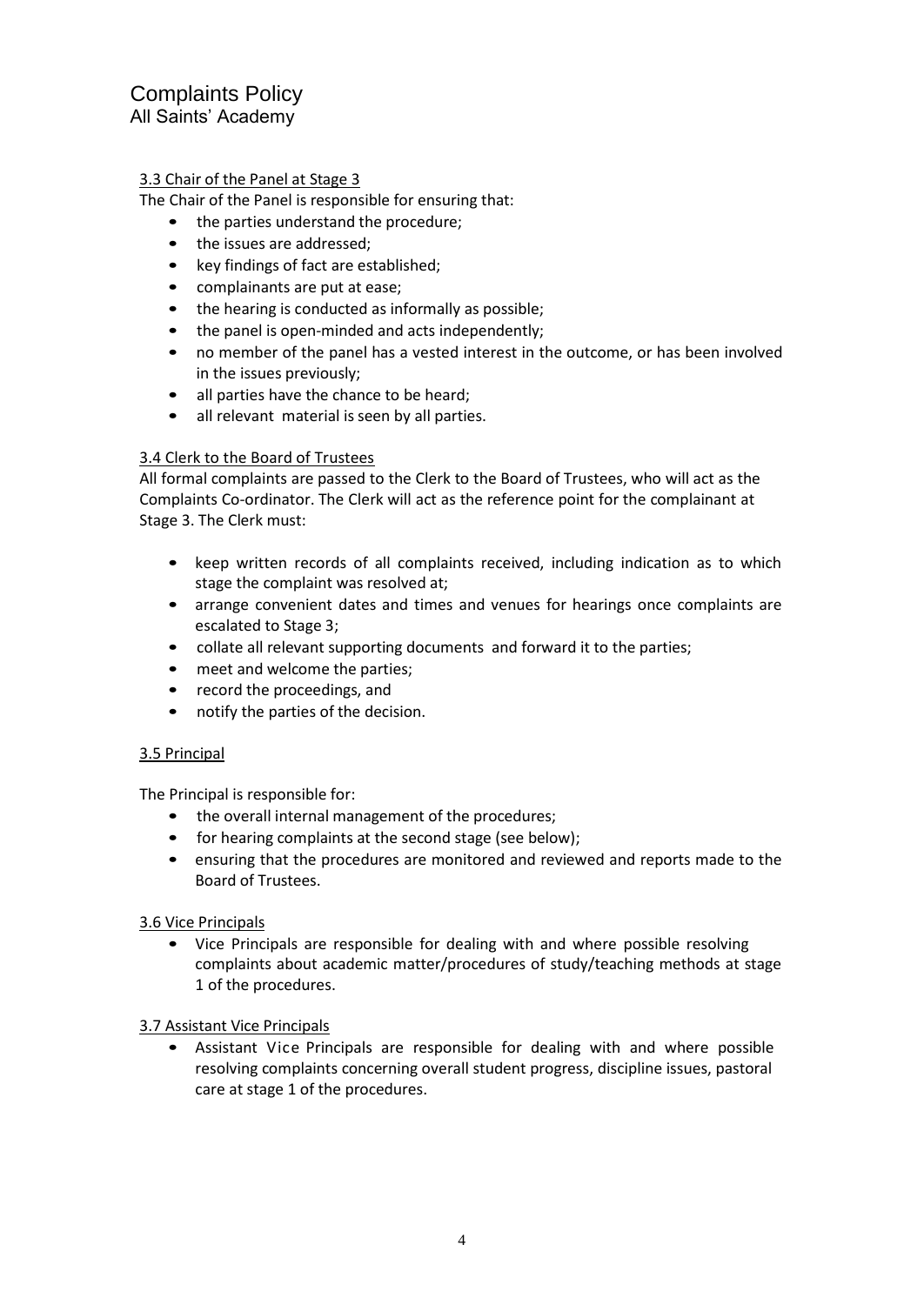### 3.3 Chair of the Panel at Stage 3

The Chair of the Panel is responsible for ensuring that:

- the parties understand the procedure;
- the issues are addressed;
- key findings of fact are established;
- complainants are put at ease;
- the hearing is conducted as informally as possible;
- the panel is open-minded and acts independently;
- no member of the panel has a vested interest in the outcome, or has been involved in the issues previously;
- all parties have the chance to be heard;
- all relevant material is seen by all parties.

### 3.4 Clerk to the Board of Trustees

All formal complaints are passed to the Clerk to the Board of Trustees, who will act as the Complaints Co-ordinator. The Clerk will act as the reference point for the complainant at Stage 3. The Clerk must:

- keep written records of all complaints received, including indication as to which stage the complaint was resolved at;
- arrange convenient dates and times and venues for hearings once complaints are escalated to Stage 3;
- collate all relevant supporting documents and forward it to the parties;
- meet and welcome the parties;
- record the proceedings, and
- notify the parties of the decision.

### 3.5 Principal

The Principal is responsible for:

- the overall internal management of the procedures;
- for hearing complaints at the second stage (see below);
- ensuring that the procedures are monitored and reviewed and reports made to the Board of Trustees.

### 3.6 Vice Principals

- Vice Principals are responsible for dealing with and where possible resolving complaints about academic matter/procedures of study/teaching methods at stage 1 of the procedures.

### 3.7 Assistant Vice Principals

- Assistant Vice Principals are responsible for dealing with and where possible resolving complaints concerning overall student progress, discipline issues, pastoral care at stage 1 of the procedures.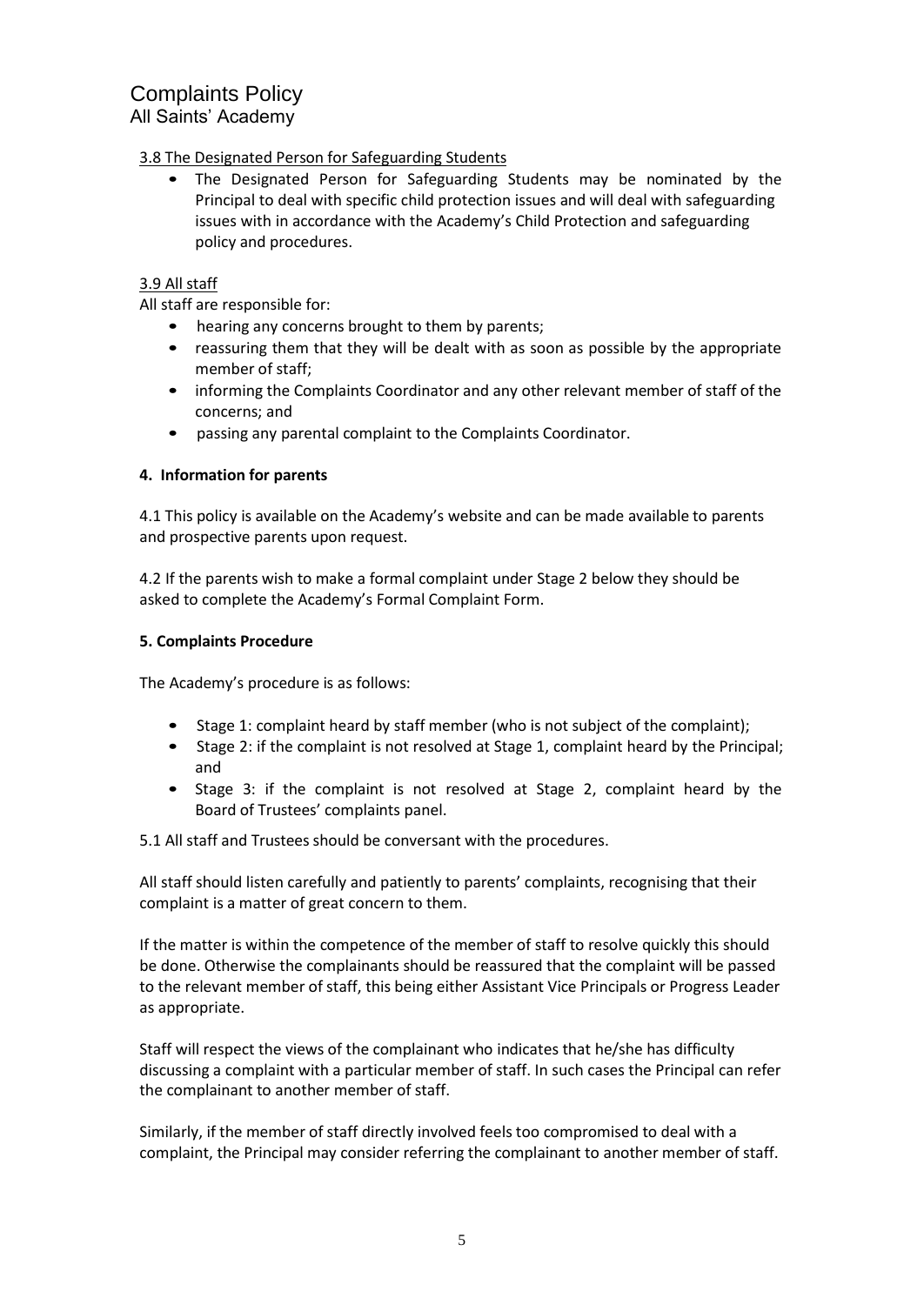### 3.8 The Designated Person for Safeguarding Students

- The Designated Person for Safeguarding Students may be nominated by the Principal to deal with specific child protection issues and will deal with safeguarding issues with in accordance with the Academy's Child Protection and safeguarding policy and procedures.

### 3.9 All staff

All staff are responsible for:

- hearing any concerns brought to them by parents;
- reassuring them that they will be dealt with as soon as possible by the appropriate member of staff;
- informing the Complaints Coordinator and any other relevant member of staff of the concerns; and
- passing any parental complaint to the Complaints Coordinator.

## 4. Information for parents

4.1 This policy is available on the Academy's website and can be made available to parents and prospective parents upon request.

4.2 If the parents wish to make a formal complaint under Stage 2 below they should be asked to complete the Academy's Formal Complaint Form.

## 5. Complaints Procedure

The Academy's procedure is as follows:

- Stage 1: complaint heard by staff member (who is not subject of the complaint);
- Stage 2: if the complaint is not resolved at Stage 1, complaint heard by the Principal; and
- Stage 3: if the complaint is not resolved at Stage 2, complaint heard by the Board of Trustees' complaints panel.

5.1 All staff and Trustees should be conversant with the procedures.

All staff should listen carefully and patiently to parents' complaints, recognising that their complaint is a matter of great concern to them.

If the matter is within the competence of the member of staff to resolve quickly this should be done. Otherwise the complainants should be reassured that the complaint will be passed to the relevant member of staff, this being either Assistant Vice Principals or Progress Leader as appropriate.

Staff will respect the views of the complainant who indicates that he/she has difficulty discussing a complaint with a particular member of staff. In such cases the Principal can refer the complainant to another member of staff.

Similarly, if the member of staff directly involved feels too compromised to deal with a complaint, the Principal may consider referring the complainant to another member of staff.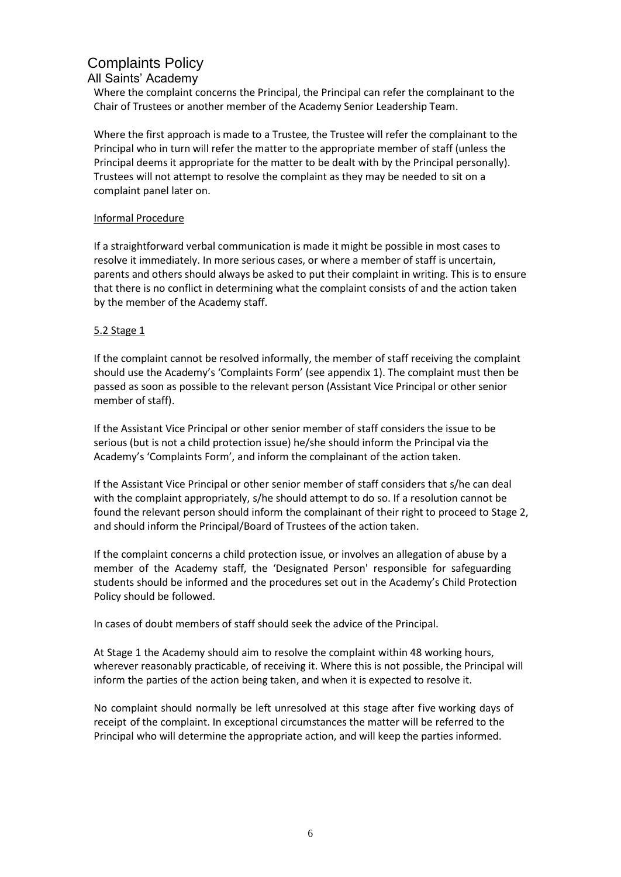Where the complaint concerns the Principal, the Principal can refer the complainant to the Chair of Trustees or another member of the Academy Senior Leadership Team.

Where the first approach is made to a Trustee, the Trustee will refer the complainant to the Principal who in turn will refer the matter to the appropriate member of staff (unless the Principal deems it appropriate for the matter to be dealt with by the Principal personally). Trustees will not attempt to resolve the complaint as they may be needed to sit on a complaint panel later on.

### Informal Procedure

If a straightforward verbal communication is made it might be possible in most cases to resolve it immediately. In more serious cases, or where a member of staff is uncertain, parents and others should always be asked to put their complaint in writing. This is to ensure that there is no conflict in determining what the complaint consists of and the action taken by the member of the Academy staff.

### 5.2 Stage 1

If the complaint cannot be resolved informally, the member of staff receiving the complaint should use the Academy's 'Complaints Form' (see appendix 1). The complaint must then be passed as soon as possible to the relevant person (Assistant Vice Principal or other senior member of staff).

If the Assistant Vice Principal or other senior member of staff considers the issue to be serious (but is not a child protection issue) he/she should inform the Principal via the Academy's 'Complaints Form', and inform the complainant of the action taken.

If the Assistant Vice Principal or other senior member of staff considers that s/he can deal with the complaint appropriately, s/he should attempt to do so. If a resolution cannot be found the relevant person should inform the complainant of their right to proceed to Stage 2, and should inform the Principal/Board of Trustees of the action taken.

If the complaint concerns a child protection issue, or involves an allegation of abuse by a member of the Academy staff, the 'Designated Person' responsible for safeguarding students should be informed and the procedures set out in the Academy's Child Protection Policy should be followed.

In cases of doubt members of staff should seek the advice of the Principal.

At Stage 1 the Academy should aim to resolve the complaint within 48 working hours, wherever reasonably practicable, of receiving it. Where this is not possible, the Principal will inform the parties of the action being taken, and when it is expected to resolve it.

No complaint should normally be left unresolved at this stage after five working days of receipt of the complaint. In exceptional circumstances the matter will be referred to the Principal who will determine the appropriate action, and will keep the parties informed.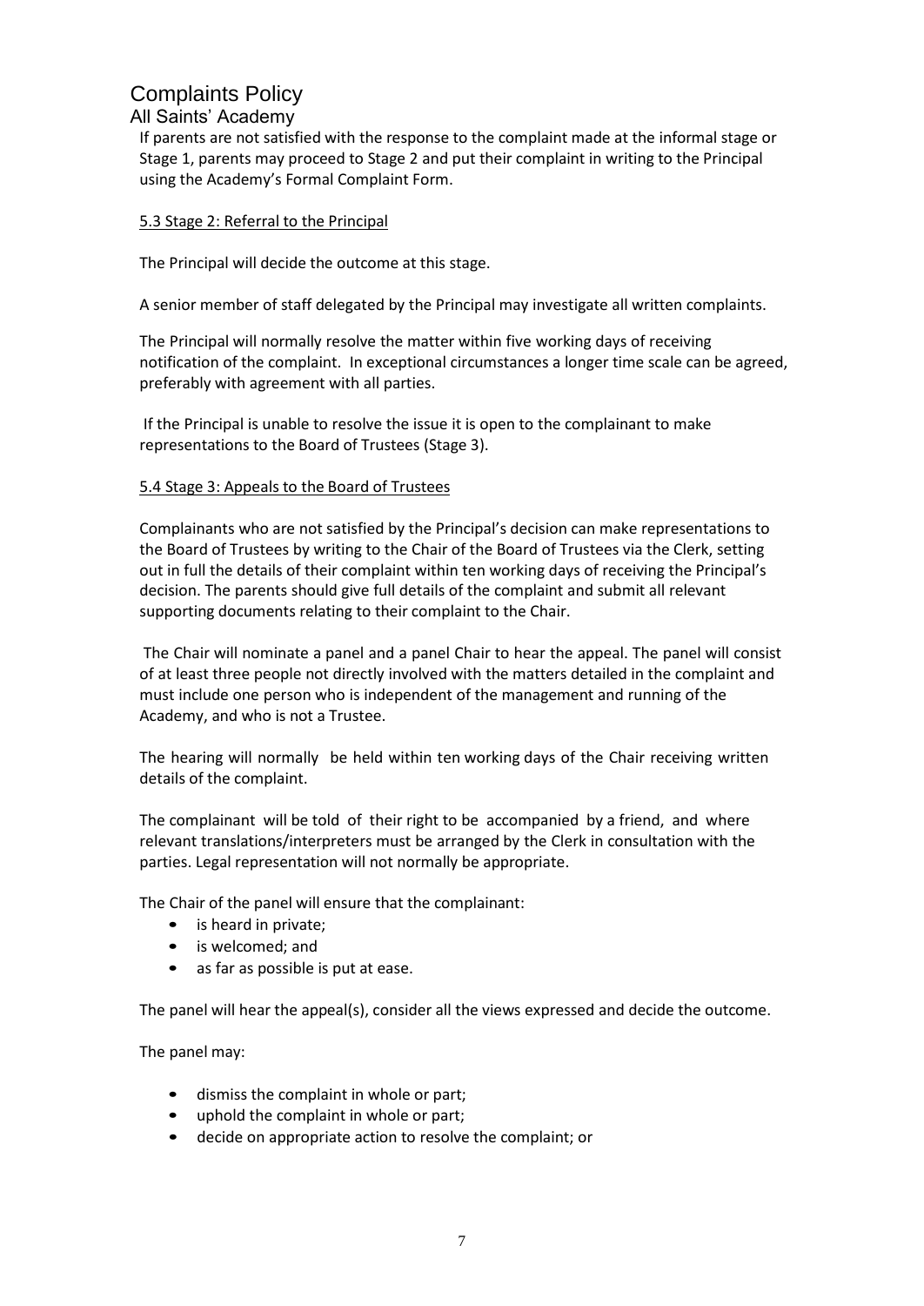If parents are not satisfied with the response to the complaint made at the informal stage or Stage 1, parents may proceed to Stage 2 and put their complaint in writing to the Principal using the Academy's Formal Complaint Form.

### 5.3 Stage 2: Referral to the Principal

The Principal will decide the outcome at this stage.

A senior member of staff delegated by the Principal may investigate all written complaints.

The Principal will normally resolve the matter within five working days of receiving notification of the complaint. In exceptional circumstances a longer time scale can be agreed, preferably with agreement with all parties.

If the Principal is unable to resolve the issue it is open to the complainant to make representations to the Board of Trustees (Stage 3).

### 5.4 Stage 3: Appeals to the Board of Trustees

Complainants who are not satisfied by the Principal's decision can make representations to the Board of Trustees by writing to the Chair of the Board of Trustees via the Clerk, setting out in full the details of their complaint within ten working days of receiving the Principal's decision. The parents should give full details of the complaint and submit all relevant supporting documents relating to their complaint to the Chair.

The Chair will nominate a panel and a panel Chair to hear the appeal. The panel will consist of at least three people not directly involved with the matters detailed in the complaint and must include one person who is independent of the management and running of the Academy, and who is not a Trustee.

The hearing will normally be held within ten working days of the Chair receiving written details of the complaint.

The complainant will be told of their right to be accompanied by a friend, and where relevant translations/interpreters must be arranged by the Clerk in consultation with the parties. Legal representation will not normally be appropriate.

The Chair of the panel will ensure that the complainant:

- is heard in private;
- is welcomed; and
- as far as possible is put at ease.

The panel will hear the appeal(s), consider all the views expressed and decide the outcome.

The panel may:

- dismiss the complaint in whole or part;
- uphold the complaint in whole or part;
- decide on appropriate action to resolve the complaint; or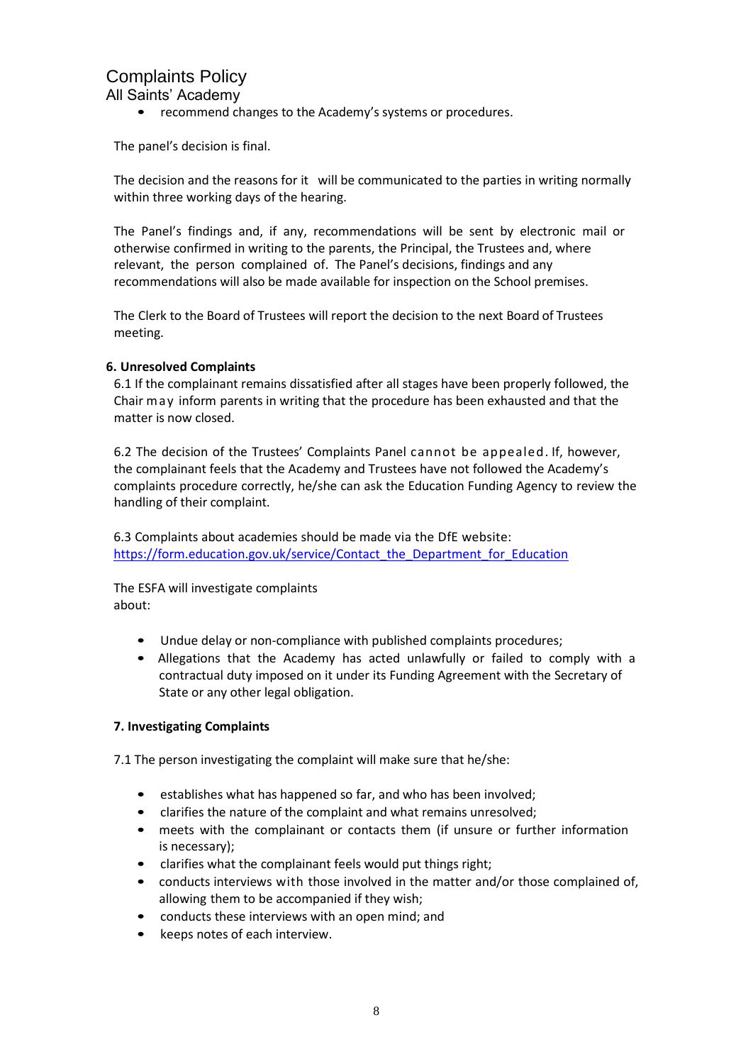- recommend changes to the Academy's systems or procedures.

The panel's decision is final.

The decision and the reasons for it will be communicated to the parties in writing normally within three working days of the hearing.

The Panel's findings and, if any, recommendations will be sent by electronic mail or otherwise confirmed in writing to the parents, the Principal, the Trustees and, where relevant, the person complained of. The Panel's decisions, findings and any recommendations will also be made available for inspection on the School premises.

The Clerk to the Board of Trustees will report the decision to the next Board of Trustees meeting.

**6. Unresolved Complaints**

6.1 If the complainant remains dissatisfied after all stages have been properly followed, the Chair may inform parents in writing that the procedure has been exhausted and that the matter is now closed.

6.2 The decision of the Trustees' Complaints Panel cannot be appealed. If, however, the complainant feels that the Academy and Trustees have not followed the Academy's complaints procedure correctly, he/she can ask the Education Funding Agency to review the handling of their complaint.

6.3 Complaints about academies should be made via the DfE website: [https://form.education.gov.uk/service/Contact_the_Department_for_Education](https://form.education.gov.uk/service/Contact_the_Department_for_Education)

The ESFA will investigate complaints about:

- Undue delay or non-compliance with published complaints procedures;
- Allegations that the Academy has acted unlawfully or failed to comply with a contractual duty imposed on it under its Funding Agreement with the Secretary of State or any other legal obligation.

**7. Investigating Complaints**

7.1 The person investigating the complaint will make sure that he/she:

- establishes what has happened so far, and who has been involved;
- clarifies the nature of the complaint and what remains unresolved;
- meets with the complainant or contacts them (if unsure or further information is necessary);
- clarifies what the complainant feels would put things right;
- conducts interviews with those involved in the matter and/or those complained of, allowing them to be accompanied if they wish;
- conducts these interviews with an open mind; and
- keeps notes of each interview.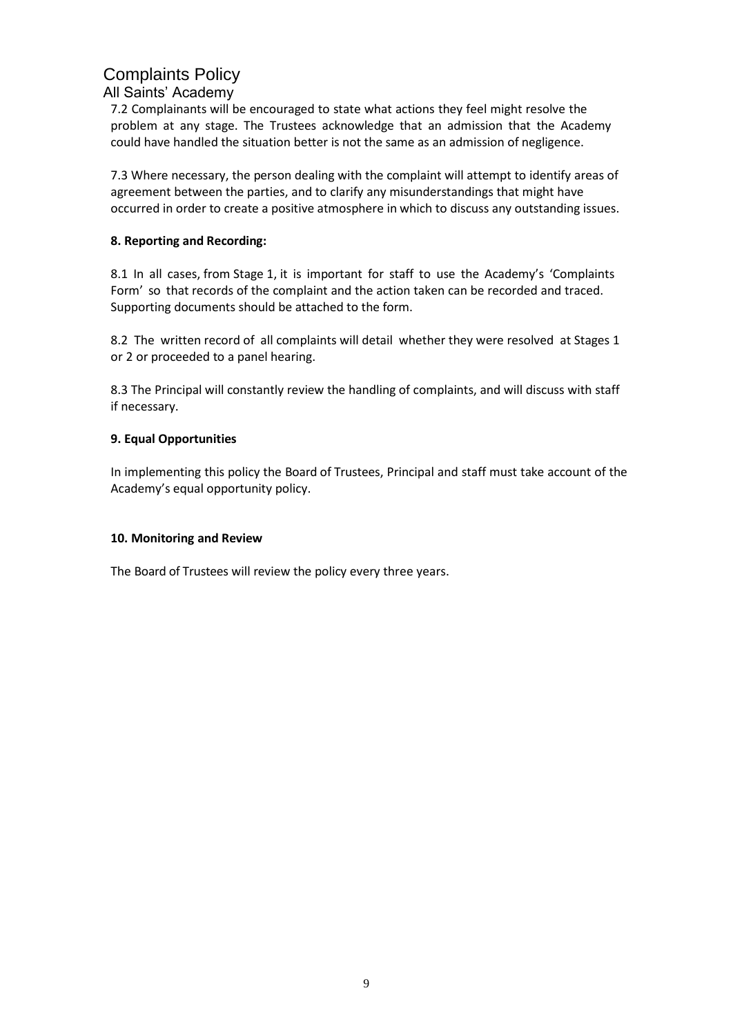7.2 Complainants will be encouraged to state what actions they feel might resolve the problem at any stage. The Trustees acknowledge that an admission that the Academy could have handled the situation better is not the same as an admission of negligence.

7.3 Where necessary, the person dealing with the complaint will attempt to identify areas of agreement between the parties, and to clarify any misunderstandings that might have occurred in order to create a positive atmosphere in which to discuss any outstanding issues.

**8. Reporting and Recording:**

8.1 In all cases, from Stage 1, it is important for staff to use the Academy's 'Complaints Form' so that records of the complaint and the action taken can be recorded and traced. Supporting documents should be attached to the form.

8.2 The written record of all complaints will detail whether they were resolved at Stages 1 or 2 or proceeded to a panel hearing.

8.3 The Principal will constantly review the handling of complaints, and will discuss with staff if necessary.

**9. Equal Opportunities**

In implementing this policy the Board of Trustees, Principal and staff must take account of the Academy's equal opportunity policy.

**10. Monitoring and Review**

The Board of Trustees will review the policy every three years.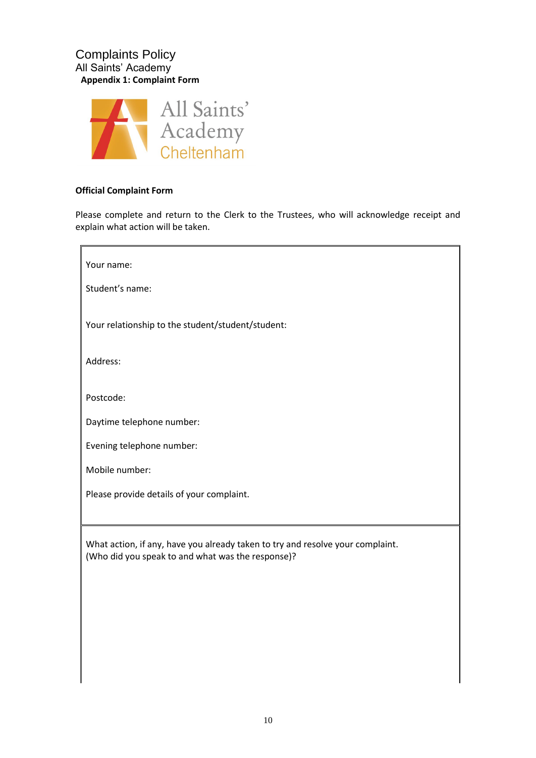Complaints Policy
All Saints' Academy
**Appendix 1: Complaint Form**

All Saints' Academy Cheltenham

**Official Complaint Form**

Please complete and return to the Clerk to the Trustees, who will acknowledge receipt and explain what action will be taken.

| |
|---|
| Your name:<br><br>Student's name:<br><br>Your relationship to the student/student/student:<br><br>Address:<br><br>Postcode:<br><br>Daytime telephone number:<br><br>Evening telephone number:<br><br>Mobile number:<br><br>Please provide details of your complaint. |
| What action, if any, have you already taken to try and resolve your complaint.<br>(Who did you speak to and what was the response)? |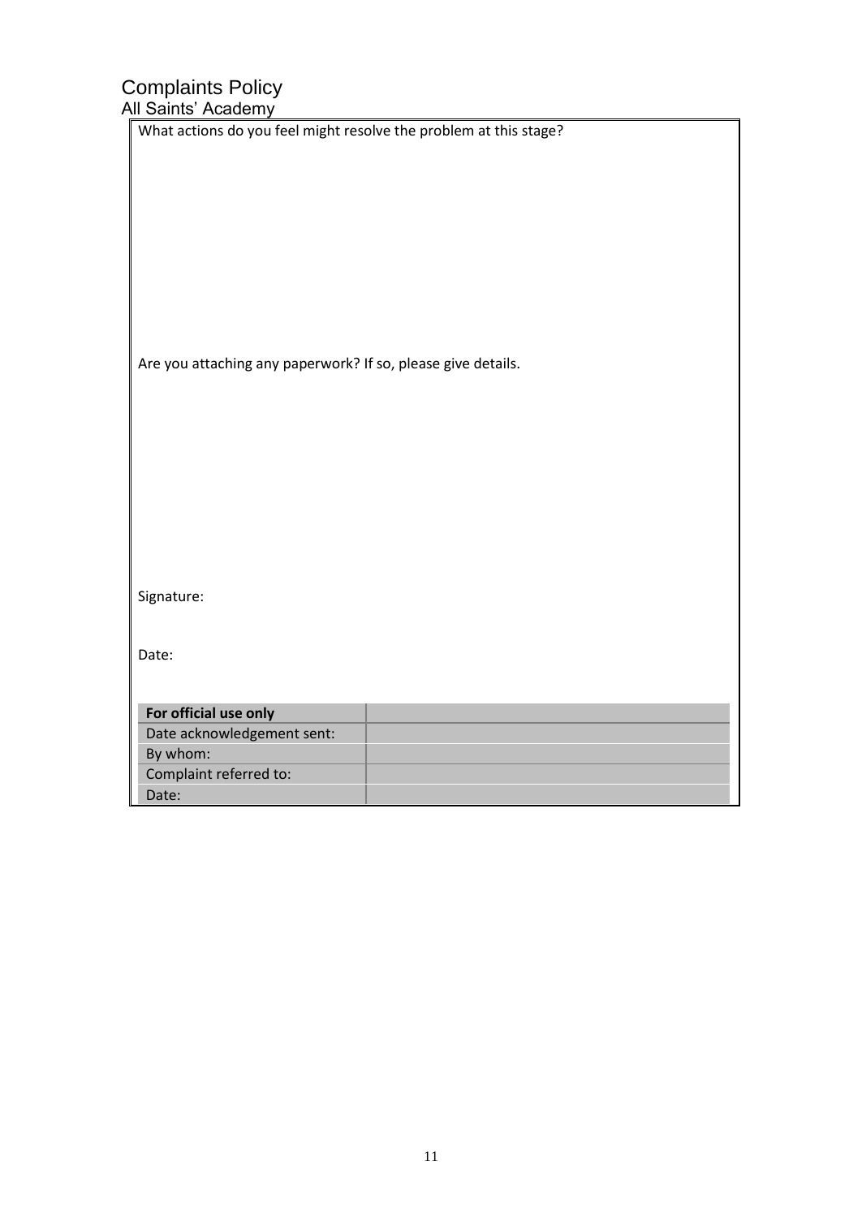What actions do you feel might resolve the problem at this stage?

Are you attaching any paperwork? If so, please give details.

Signature:

Date:

| **For official use only** | |
|---|---|
| Date acknowledgement sent: | |
| By whom: | |
| Complaint referred to: | |
| Date: | |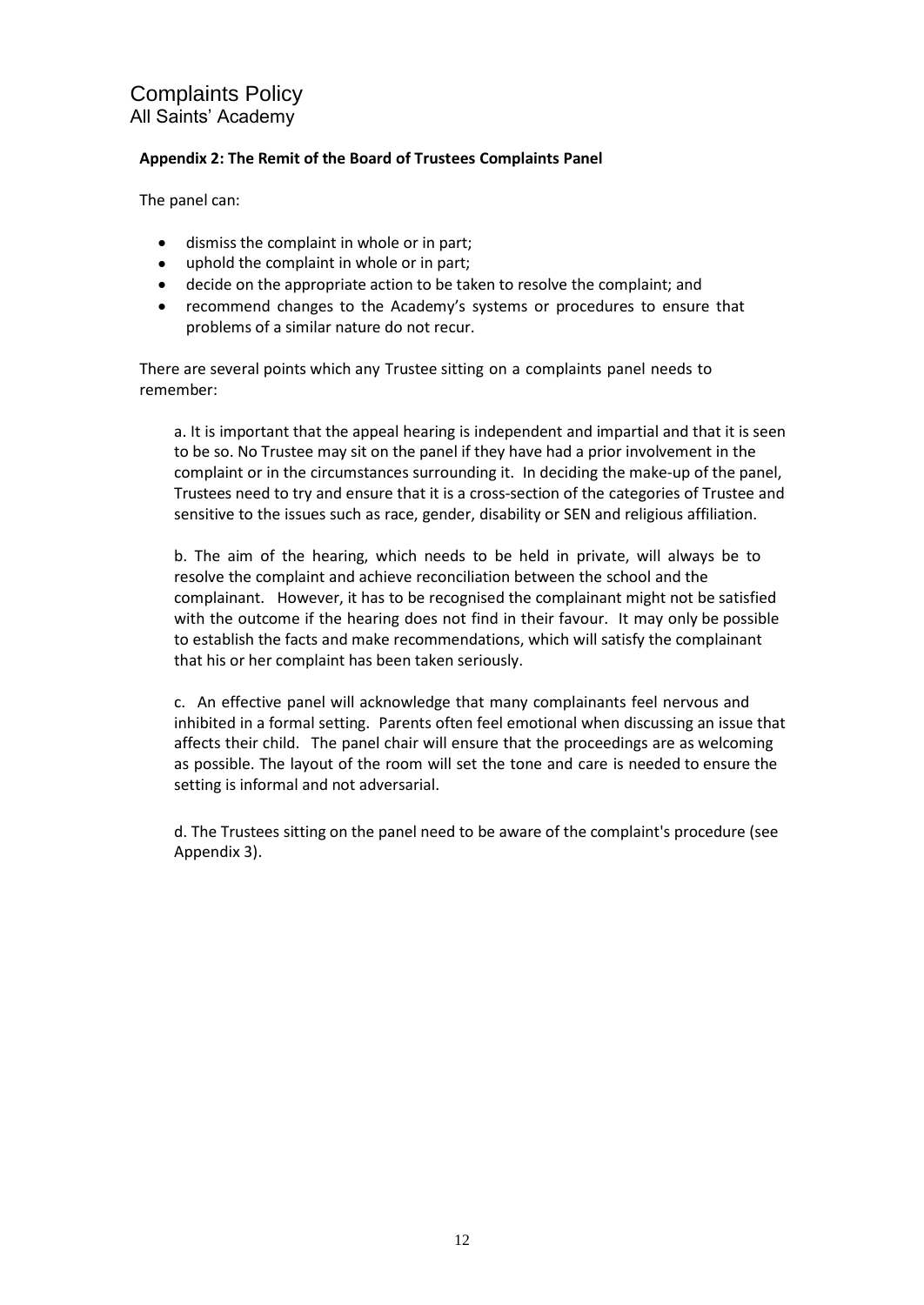## Appendix 2: The Remit of the Board of Trustees Complaints Panel

The panel can:

- dismiss the complaint in whole or in part;
- uphold the complaint in whole or in part;
- decide on the appropriate action to be taken to resolve the complaint; and
- recommend changes to the Academy's systems or procedures to ensure that problems of a similar nature do not recur.

There are several points which any Trustee sitting on a complaints panel needs to remember:

a. It is important that the appeal hearing is independent and impartial and that it is seen to be so. No Trustee may sit on the panel if they have had a prior involvement in the complaint or in the circumstances surrounding it. In deciding the make-up of the panel, Trustees need to try and ensure that it is a cross-section of the categories of Trustee and sensitive to the issues such as race, gender, disability or SEN and religious affiliation.

b. The aim of the hearing, which needs to be held in private, will always be to resolve the complaint and achieve reconciliation between the school and the complainant. However, it has to be recognised the complainant might not be satisfied with the outcome if the hearing does not find in their favour. It may only be possible to establish the facts and make recommendations, which will satisfy the complainant that his or her complaint has been taken seriously.

c. An effective panel will acknowledge that many complainants feel nervous and inhibited in a formal setting. Parents often feel emotional when discussing an issue that affects their child. The panel chair will ensure that the proceedings are as welcoming as possible. The layout of the room will set the tone and care is needed to ensure the setting is informal and not adversarial.

d. The Trustees sitting on the panel need to be aware of the complaint's procedure (see Appendix 3).